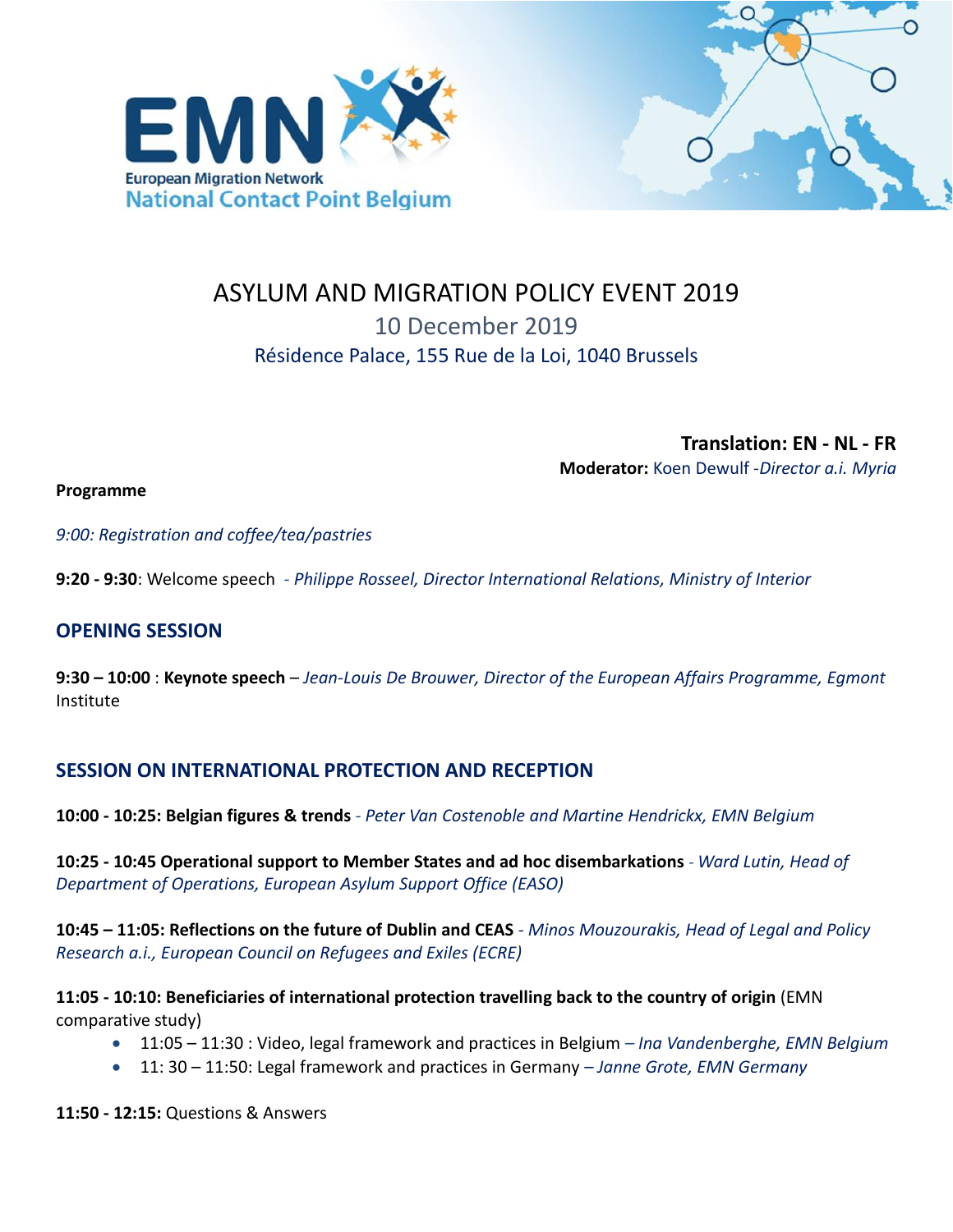European Migration Network
National Contact Point Belgium

# ASYLUM AND MIGRATION POLICY EVENT 2019

10 December 2019

Résidence Palace, 155 Rue de la Loi, 1040 Brussels

**Translation: EN - NL - FR**

**Moderator:** Koen Dewulf -*Director a.i. Myria*

**Programme**

*9:00: Registration and coffee/tea/pastries*

**9:20 - 9:30**: Welcome speech - *Philippe Rosseel, Director International Relations, Ministry of Interior*

## OPENING SESSION

**9:30 – 10:00** : **Keynote speech** – *Jean-Louis De Brouwer, Director of the European Affairs Programme, Egmont* Institute

## SESSION ON INTERNATIONAL PROTECTION AND RECEPTION

**10:00 - 10:25: Belgian figures & trends** - *Peter Van Costenoble and Martine Hendrickx, EMN Belgium*

**10:25 - 10:45 Operational support to Member States and ad hoc disembarkations** - *Ward Lutin, Head of Department of Operations, European Asylum Support Office (EASO)*

**10:45 – 11:05: Reflections on the future of Dublin and CEAS** - *Minos Mouzourakis, Head of Legal and Policy Research a.i., European Council on Refugees and Exiles (ECRE)*

**11:05 - 10:10: Beneficiaries of international protection travelling back to the country of origin** (EMN comparative study)

- 11:05 – 11:30 : Video, legal framework and practices in Belgium – *Ina Vandenberghe, EMN Belgium*
- 11: 30 – 11:50: Legal framework and practices in Germany – *Janne Grote, EMN Germany*

**11:50 - 12:15:** Questions & Answers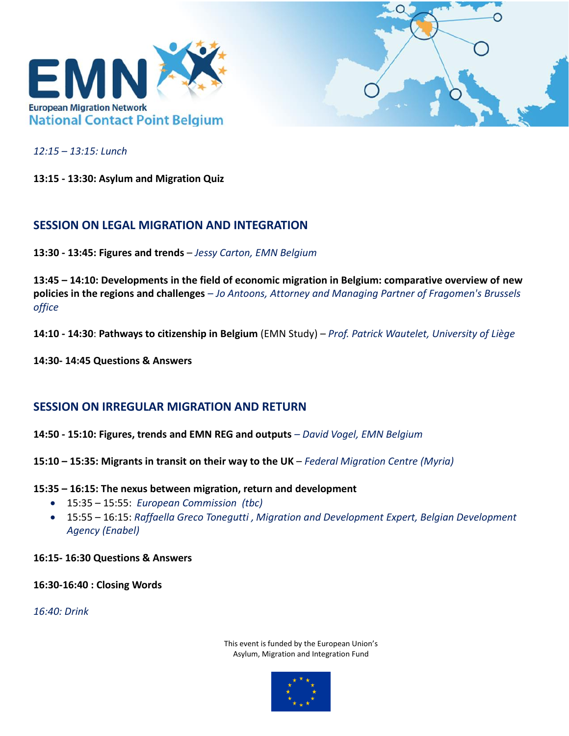*12:15 – 13:15: Lunch*

**13:15 - 13:30: Asylum and Migration Quiz**

## SESSION ON LEGAL MIGRATION AND INTEGRATION

**13:30 - 13:45: Figures and trends** – *Jessy Carton, EMN Belgium*

**13:45 – 14:10: Developments in the field of economic migration in Belgium: comparative overview of new policies in the regions and challenges** *– Jo Antoons, Attorney and Managing Partner of Fragomen's Brussels office*

**14:10 - 14:30**: **Pathways to citizenship in Belgium** (EMN Study) – *Prof. Patrick Wautelet, University of Liège*

**14:30- 14:45 Questions & Answers**

## SESSION ON IRREGULAR MIGRATION AND RETURN

**14:50 - 15:10: Figures, trends and EMN REG and outputs** *– David Vogel, EMN Belgium*

**15:10 – 15:35: Migrants in transit on their way to the UK** – *Federal Migration Centre (Myria)*

**15:35 – 16:15: The nexus between migration, return and development**

- 15:35 – 15:55: *European Commission (tbc)*
- 15:55 – 16:15: *Raffaella Greco Tonegutti , Migration and Development Expert, Belgian Development Agency (Enabel)*

**16:15- 16:30 Questions & Answers**

**16:30-16:40 : Closing Words**

*16:40: Drink*

This event is funded by the European Union's
Asylum, Migration and Integration Fund